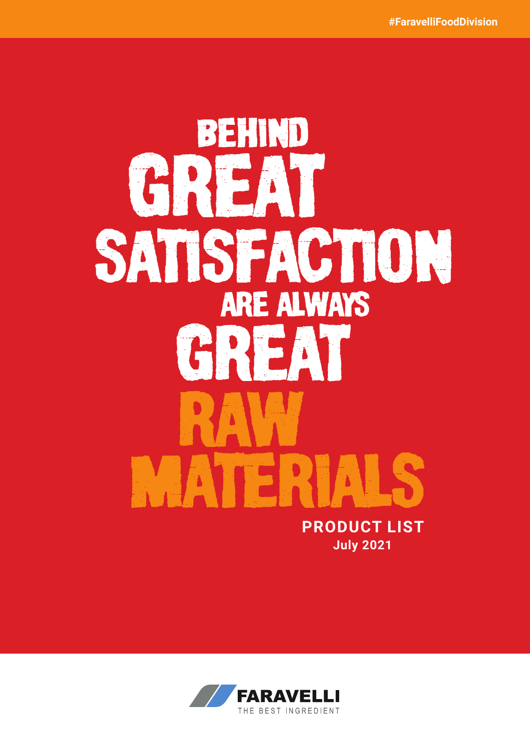#FaravelliFoodDivision

# BEHIND GREAT SATISFACTION ARE ALWAYS GREAT RAW MATERIALS

**PRODUCT LIST**

**July 2021**

FARAVELLI

THE BEST INGREDIENT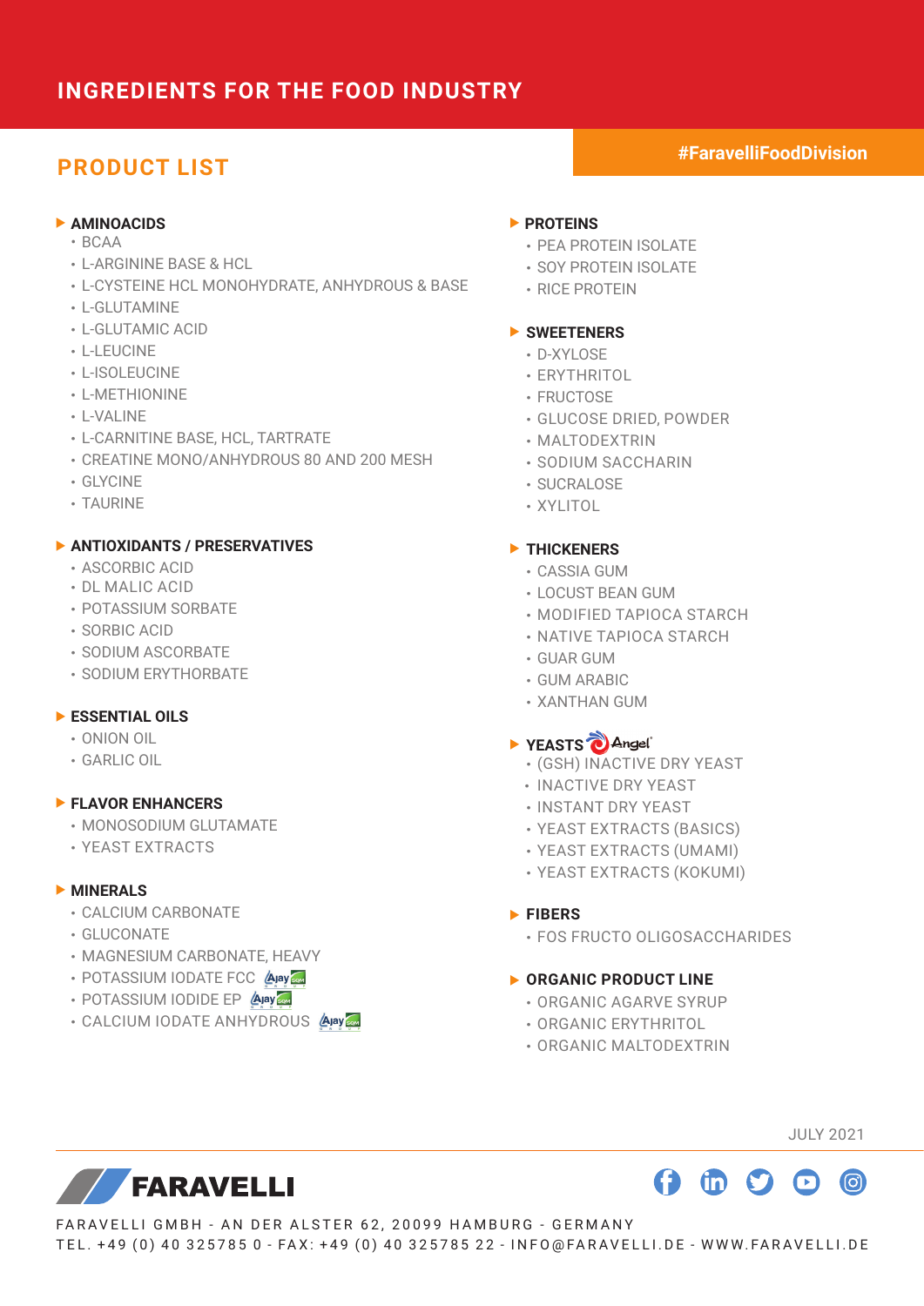# INGREDIENTS FOR THE FOOD INDUSTRY

## PRODUCT LIST

#FaravelliFoodDivision

### AMINOACIDS
- BCAA
- L-ARGININE BASE & HCL
- L-CYSTEINE HCL MONOHYDRATE, ANHYDROUS & BASE
- L-GLUTAMINE
- L-GLUTAMIC ACID
- L-LEUCINE
- L-ISOLEUCINE
- L-METHIONINE
- L-VALINE
- L-CARNITINE BASE, HCL, TARTRATE
- CREATINE MONO/ANHYDROUS 80 AND 200 MESH
- GLYCINE
- TAURINE

### ANTIOXIDANTS / PRESERVATIVES
- ASCORBIC ACID
- DL MALIC ACID
- POTASSIUM SORBATE
- SORBIC ACID
- SODIUM ASCORBATE
- SODIUM ERYTHORBATE

### ESSENTIAL OILS
- ONION OIL
- GARLIC OIL

### FLAVOR ENHANCERS
- MONOSODIUM GLUTAMATE
- YEAST EXTRACTS

### MINERALS
- CALCIUM CARBONATE
- GLUCONATE
- MAGNESIUM CARBONATE, HEAVY
- POTASSIUM IODATE FCC (Ajay)
- POTASSIUM IODIDE EP (Ajay)
- CALCIUM IODATE ANHYDROUS (Ajay)

### PROTEINS
- PEA PROTEIN ISOLATE
- SOY PROTEIN ISOLATE
- RICE PROTEIN

### SWEETENERS
- D-XYLOSE
- ERYTHRITOL
- FRUCTOSE
- GLUCOSE DRIED, POWDER
- MALTODEXTRIN
- SODIUM SACCHARIN
- SUCRALOSE
- XYLITOL

### THICKENERS
- CASSIA GUM
- LOCUST BEAN GUM
- MODIFIED TAPIOCA STARCH
- NATIVE TAPIOCA STARCH
- GUAR GUM
- GUM ARABIC
- XANTHAN GUM

### YEASTS (Angel)
- (GSH) INACTIVE DRY YEAST
- INACTIVE DRY YEAST
- INSTANT DRY YEAST
- YEAST EXTRACTS (BASICS)
- YEAST EXTRACTS (UMAMI)
- YEAST EXTRACTS (KOKUMI)

### FIBERS
- FOS FRUCTO OLIGOSACCHARIDES

### ORGANIC PRODUCT LINE
- ORGANIC AGARVE SYRUP
- ORGANIC ERYTHRITOL
- ORGANIC MALTODEXTRIN

JULY 2021

FARAVELLI

FARAVELLI GMBH - AN DER ALSTER 62, 20099 HAMBURG - GERMANY
TEL. +49 (0) 40 325785 0 - FAX: +49 (0) 40 325785 22 - INFO@FARAVELLI.DE - WWW.FARAVELLI.DE